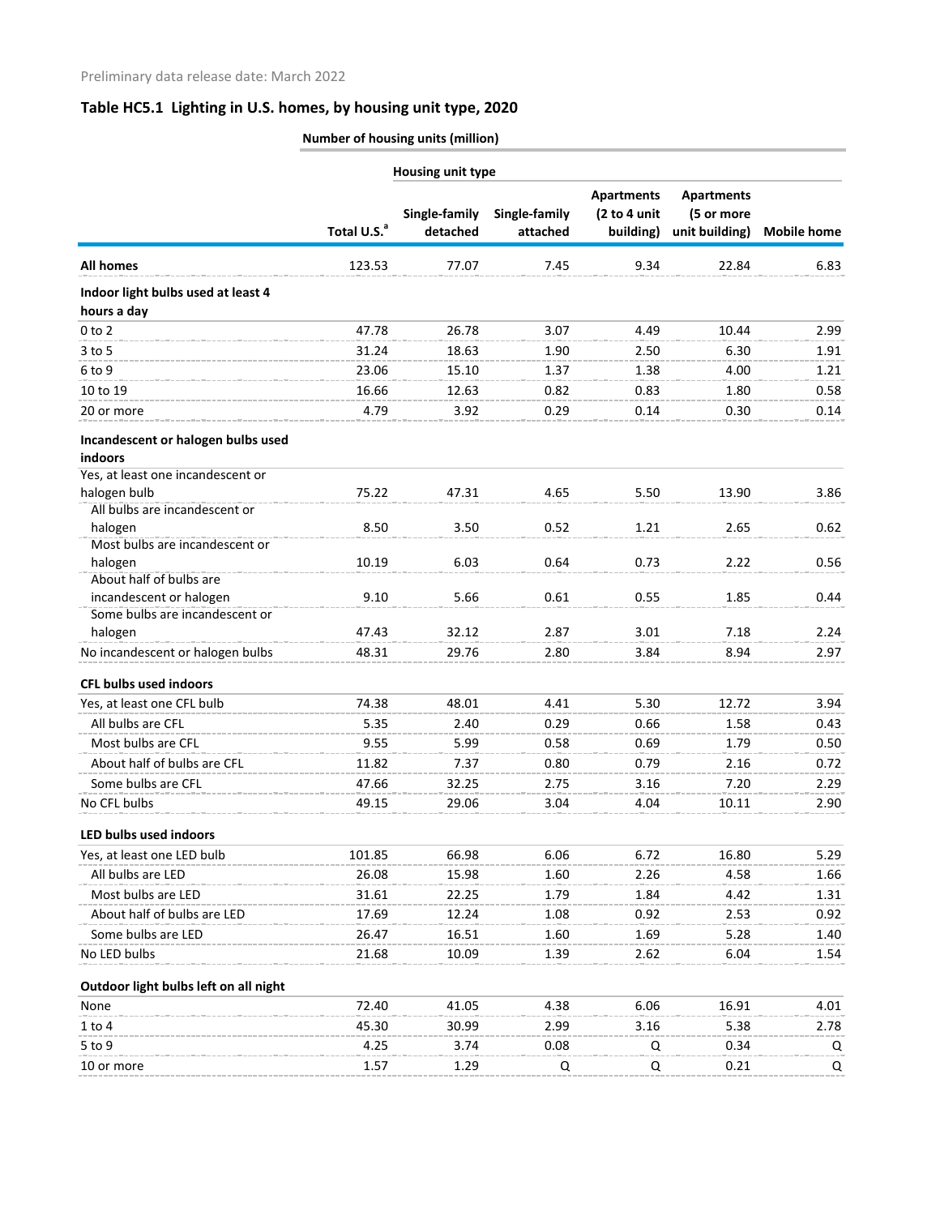Preliminary data release date: March 2022

## Table HC5.1 Lighting in U.S. homes, by housing unit type, 2020

| | Number of housing units (million) | | | | | |
|---|---|---|---|---|---|---|
| | | Housing unit type | | | | |
| | Total U.S.[a] | Single-family detached | Single-family attached | Apartments (2 to 4 unit building) | Apartments (5 or more unit building) | Mobile home |
| **All homes** | 123.53 | 77.07 | 7.45 | 9.34 | 22.84 | 6.83 |
| **Indoor light bulbs used at least 4 hours a day** | | | | | | |
| 0 to 2 | 47.78 | 26.78 | 3.07 | 4.49 | 10.44 | 2.99 |
| 3 to 5 | 31.24 | 18.63 | 1.90 | 2.50 | 6.30 | 1.91 |
| 6 to 9 | 23.06 | 15.10 | 1.37 | 1.38 | 4.00 | 1.21 |
| 10 to 19 | 16.66 | 12.63 | 0.82 | 0.83 | 1.80 | 0.58 |
| 20 or more | 4.79 | 3.92 | 0.29 | 0.14 | 0.30 | 0.14 |
| **Incandescent or halogen bulbs used indoors** | | | | | | |
| Yes, at least one incandescent or halogen bulb | 75.22 | 47.31 | 4.65 | 5.50 | 13.90 | 3.86 |
| All bulbs are incandescent or halogen | 8.50 | 3.50 | 0.52 | 1.21 | 2.65 | 0.62 |
| Most bulbs are incandescent or halogen | 10.19 | 6.03 | 0.64 | 0.73 | 2.22 | 0.56 |
| About half of bulbs are incandescent or halogen | 9.10 | 5.66 | 0.61 | 0.55 | 1.85 | 0.44 |
| Some bulbs are incandescent or halogen | 47.43 | 32.12 | 2.87 | 3.01 | 7.18 | 2.24 |
| No incandescent or halogen bulbs | 48.31 | 29.76 | 2.80 | 3.84 | 8.94 | 2.97 |
| **CFL bulbs used indoors** | | | | | | |
| Yes, at least one CFL bulb | 74.38 | 48.01 | 4.41 | 5.30 | 12.72 | 3.94 |
| All bulbs are CFL | 5.35 | 2.40 | 0.29 | 0.66 | 1.58 | 0.43 |
| Most bulbs are CFL | 9.55 | 5.99 | 0.58 | 0.69 | 1.79 | 0.50 |
| About half of bulbs are CFL | 11.82 | 7.37 | 0.80 | 0.79 | 2.16 | 0.72 |
| Some bulbs are CFL | 47.66 | 32.25 | 2.75 | 3.16 | 7.20 | 2.29 |
| No CFL bulbs | 49.15 | 29.06 | 3.04 | 4.04 | 10.11 | 2.90 |
| **LED bulbs used indoors** | | | | | | |
| Yes, at least one LED bulb | 101.85 | 66.98 | 6.06 | 6.72 | 16.80 | 5.29 |
| All bulbs are LED | 26.08 | 15.98 | 1.60 | 2.26 | 4.58 | 1.66 |
| Most bulbs are LED | 31.61 | 22.25 | 1.79 | 1.84 | 4.42 | 1.31 |
| About half of bulbs are LED | 17.69 | 12.24 | 1.08 | 0.92 | 2.53 | 0.92 |
| Some bulbs are LED | 26.47 | 16.51 | 1.60 | 1.69 | 5.28 | 1.40 |
| No LED bulbs | 21.68 | 10.09 | 1.39 | 2.62 | 6.04 | 1.54 |
| **Outdoor light bulbs left on all night** | | | | | | |
| None | 72.40 | 41.05 | 4.38 | 6.06 | 16.91 | 4.01 |
| 1 to 4 | 45.30 | 30.99 | 2.99 | 3.16 | 5.38 | 2.78 |
| 5 to 9 | 4.25 | 3.74 | 0.08 | Q | 0.34 | Q |
| 10 or more | 1.57 | 1.29 | Q | Q | 0.21 | Q |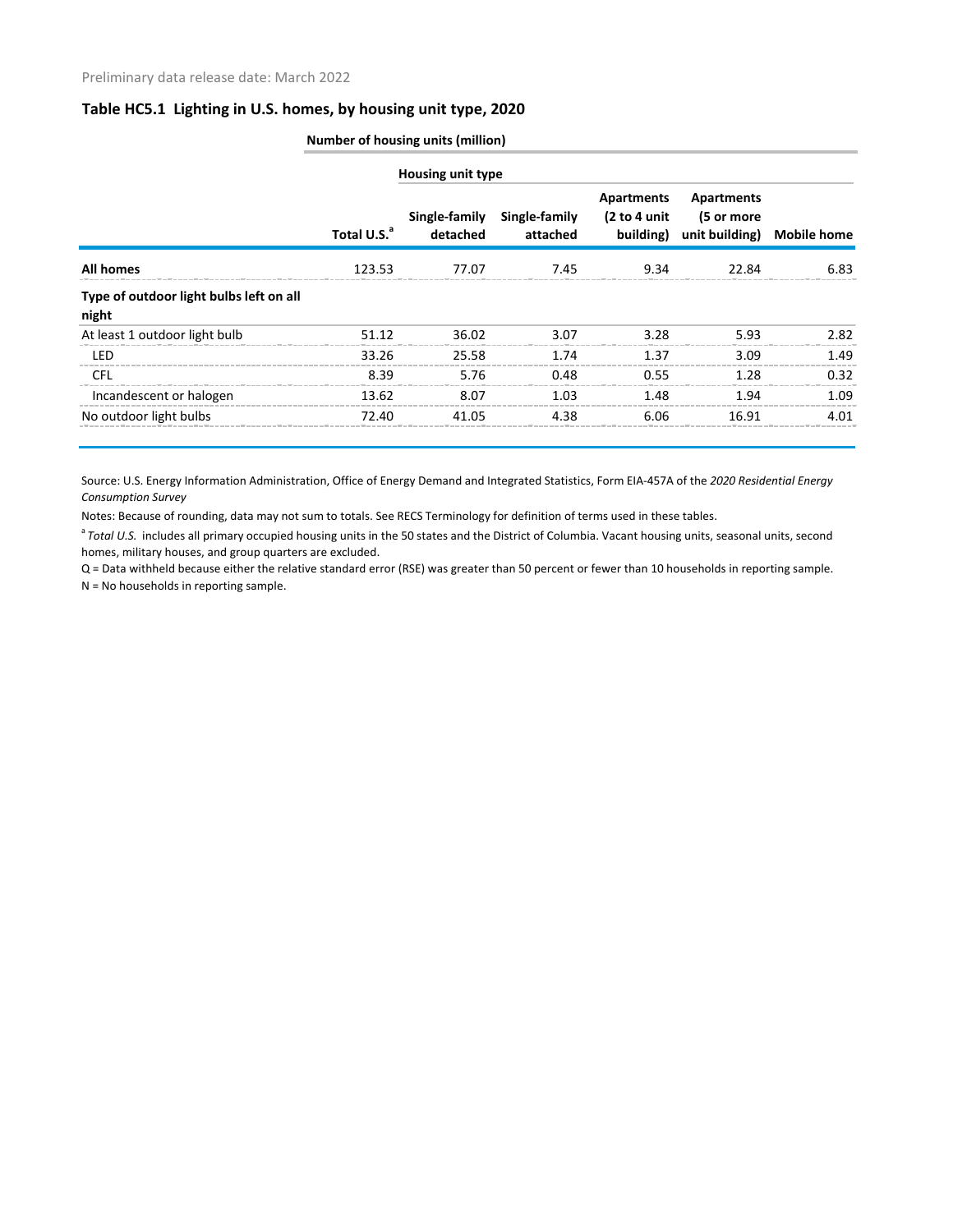Preliminary data release date: March 2022

## Table HC5.1 Lighting in U.S. homes, by housing unit type, 2020

| | Number of housing units (million) | | | | | |
|---|---|---|---|---|---|---|
| | | Housing unit type | | | | |
| | Total U.S.[a] | Single-family detached | Single-family attached | Apartments (2 to 4 unit building) | Apartments (5 or more unit building) | Mobile home |
| **All homes** | 123.53 | 77.07 | 7.45 | 9.34 | 22.84 | 6.83 |
| **Type of outdoor light bulbs left on all night** | | | | | | |
| At least 1 outdoor light bulb | 51.12 | 36.02 | 3.07 | 3.28 | 5.93 | 2.82 |
| LED | 33.26 | 25.58 | 1.74 | 1.37 | 3.09 | 1.49 |
| CFL | 8.39 | 5.76 | 0.48 | 0.55 | 1.28 | 0.32 |
| Incandescent or halogen | 13.62 | 8.07 | 1.03 | 1.48 | 1.94 | 1.09 |
| No outdoor light bulbs | 72.40 | 41.05 | 4.38 | 6.06 | 16.91 | 4.01 |

Source: U.S. Energy Information Administration, Office of Energy Demand and Integrated Statistics, Form EIA-457A of the *2020 Residential Energy Consumption Survey*

Notes: Because of rounding, data may not sum to totals. See RECS Terminology for definition of terms used in these tables.

[a] *Total U.S.* includes all primary occupied housing units in the 50 states and the District of Columbia. Vacant housing units, seasonal units, second homes, military houses, and group quarters are excluded.

Q = Data withheld because either the relative standard error (RSE) was greater than 50 percent or fewer than 10 households in reporting sample.

N = No households in reporting sample.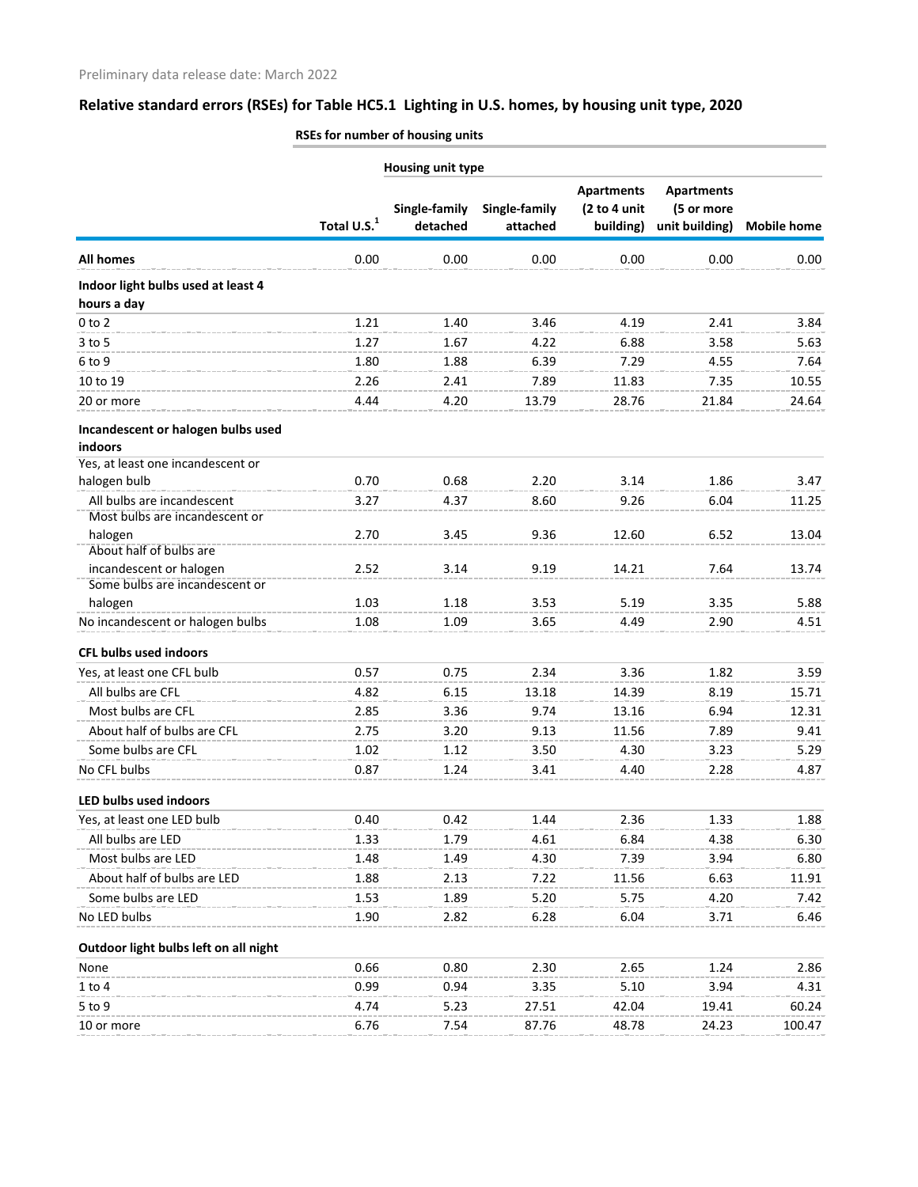Preliminary data release date: March 2022

## Relative standard errors (RSEs) for Table HC5.1 Lighting in U.S. homes, by housing unit type, 2020

| | RSEs for number of housing units | | | | | |
|---|---|---|---|---|---|---|
| | | Housing unit type | | | | |
| | Total U.S.[1] | Single-family detached | Single-family attached | Apartments (2 to 4 unit building) | Apartments (5 or more unit building) | Mobile home |
| **All homes** | 0.00 | 0.00 | 0.00 | 0.00 | 0.00 | 0.00 |
| **Indoor light bulbs used at least 4 hours a day** | | | | | | |
| 0 to 2 | 1.21 | 1.40 | 3.46 | 4.19 | 2.41 | 3.84 |
| 3 to 5 | 1.27 | 1.67 | 4.22 | 6.88 | 3.58 | 5.63 |
| 6 to 9 | 1.80 | 1.88 | 6.39 | 7.29 | 4.55 | 7.64 |
| 10 to 19 | 2.26 | 2.41 | 7.89 | 11.83 | 7.35 | 10.55 |
| 20 or more | 4.44 | 4.20 | 13.79 | 28.76 | 21.84 | 24.64 |
| **Incandescent or halogen bulbs used indoors** | | | | | | |
| Yes, at least one incandescent or halogen bulb | 0.70 | 0.68 | 2.20 | 3.14 | 1.86 | 3.47 |
| All bulbs are incandescent | 3.27 | 4.37 | 8.60 | 9.26 | 6.04 | 11.25 |
| Most bulbs are incandescent or halogen | 2.70 | 3.45 | 9.36 | 12.60 | 6.52 | 13.04 |
| About half of bulbs are incandescent or halogen | 2.52 | 3.14 | 9.19 | 14.21 | 7.64 | 13.74 |
| Some bulbs are incandescent or halogen | 1.03 | 1.18 | 3.53 | 5.19 | 3.35 | 5.88 |
| No incandescent or halogen bulbs | 1.08 | 1.09 | 3.65 | 4.49 | 2.90 | 4.51 |
| **CFL bulbs used indoors** | | | | | | |
| Yes, at least one CFL bulb | 0.57 | 0.75 | 2.34 | 3.36 | 1.82 | 3.59 |
| All bulbs are CFL | 4.82 | 6.15 | 13.18 | 14.39 | 8.19 | 15.71 |
| Most bulbs are CFL | 2.85 | 3.36 | 9.74 | 13.16 | 6.94 | 12.31 |
| About half of bulbs are CFL | 2.75 | 3.20 | 9.13 | 11.56 | 7.89 | 9.41 |
| Some bulbs are CFL | 1.02 | 1.12 | 3.50 | 4.30 | 3.23 | 5.29 |
| No CFL bulbs | 0.87 | 1.24 | 3.41 | 4.40 | 2.28 | 4.87 |
| **LED bulbs used indoors** | | | | | | |
| Yes, at least one LED bulb | 0.40 | 0.42 | 1.44 | 2.36 | 1.33 | 1.88 |
| All bulbs are LED | 1.33 | 1.79 | 4.61 | 6.84 | 4.38 | 6.30 |
| Most bulbs are LED | 1.48 | 1.49 | 4.30 | 7.39 | 3.94 | 6.80 |
| About half of bulbs are LED | 1.88 | 2.13 | 7.22 | 11.56 | 6.63 | 11.91 |
| Some bulbs are LED | 1.53 | 1.89 | 5.20 | 5.75 | 4.20 | 7.42 |
| No LED bulbs | 1.90 | 2.82 | 6.28 | 6.04 | 3.71 | 6.46 |
| **Outdoor light bulbs left on all night** | | | | | | |
| None | 0.66 | 0.80 | 2.30 | 2.65 | 1.24 | 2.86 |
| 1 to 4 | 0.99 | 0.94 | 3.35 | 5.10 | 3.94 | 4.31 |
| 5 to 9 | 4.74 | 5.23 | 27.51 | 42.04 | 19.41 | 60.24 |
| 10 or more | 6.76 | 7.54 | 87.76 | 48.78 | 24.23 | 100.47 |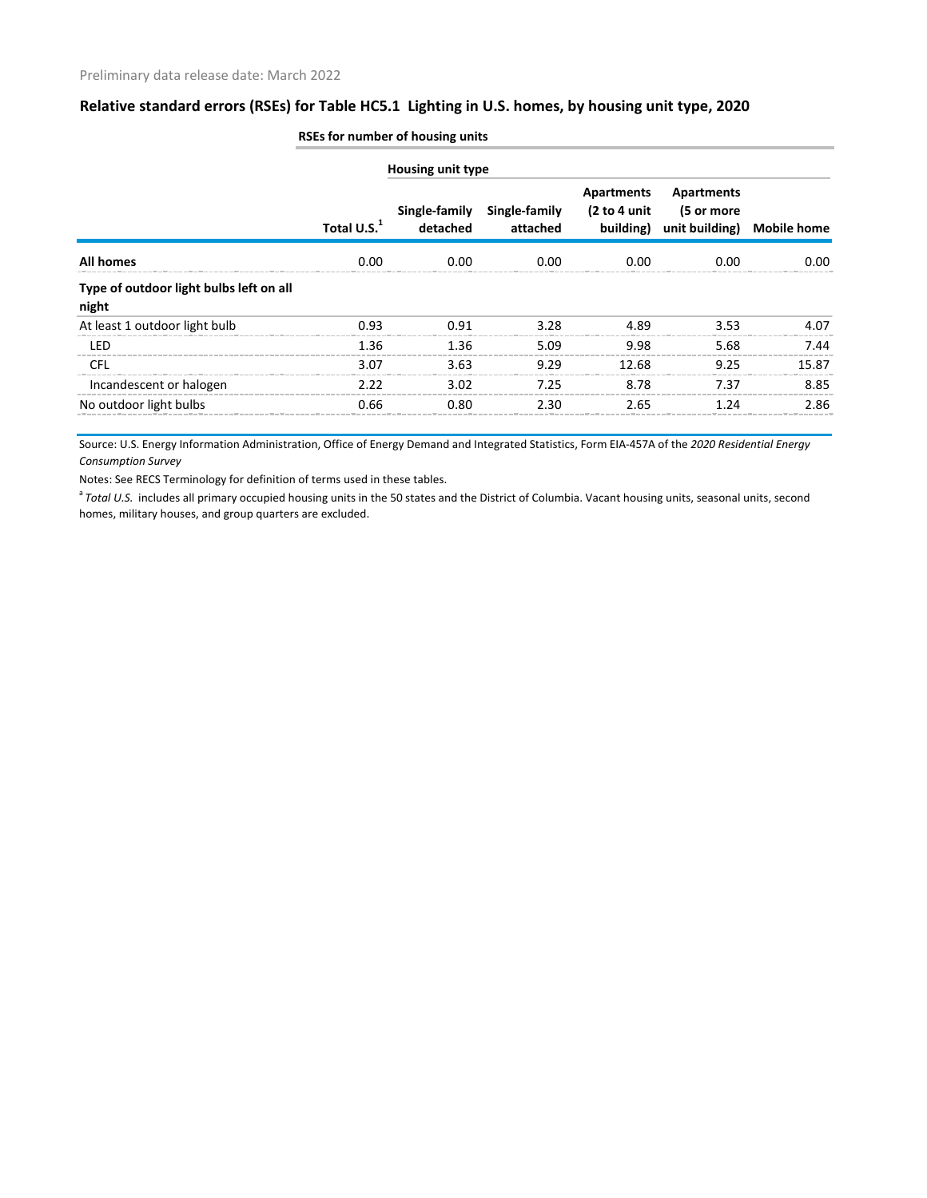Preliminary data release date: March 2022

## Relative standard errors (RSEs) for Table HC5.1 Lighting in U.S. homes, by housing unit type, 2020

| | RSEs for number of housing units | | | | | |
|---|---|---|---|---|---|---|
| | | Housing unit type | | | | |
| | Total U.S.[1] | Single-family detached | Single-family attached | Apartments (2 to 4 unit building) | Apartments (5 or more unit building) | Mobile home |
| **All homes** | 0.00 | 0.00 | 0.00 | 0.00 | 0.00 | 0.00 |
| **Type of outdoor light bulbs left on all night** | | | | | | |
| At least 1 outdoor light bulb | 0.93 | 0.91 | 3.28 | 4.89 | 3.53 | 4.07 |
| LED | 1.36 | 1.36 | 5.09 | 9.98 | 5.68 | 7.44 |
| CFL | 3.07 | 3.63 | 9.29 | 12.68 | 9.25 | 15.87 |
| Incandescent or halogen | 2.22 | 3.02 | 7.25 | 8.78 | 7.37 | 8.85 |
| No outdoor light bulbs | 0.66 | 0.80 | 2.30 | 2.65 | 1.24 | 2.86 |

Source: U.S. Energy Information Administration, Office of Energy Demand and Integrated Statistics, Form EIA-457A of the *2020 Residential Energy Consumption Survey*

Notes: See RECS Terminology for definition of terms used in these tables.

[a] *Total U.S.* includes all primary occupied housing units in the 50 states and the District of Columbia. Vacant housing units, seasonal units, second homes, military houses, and group quarters are excluded.